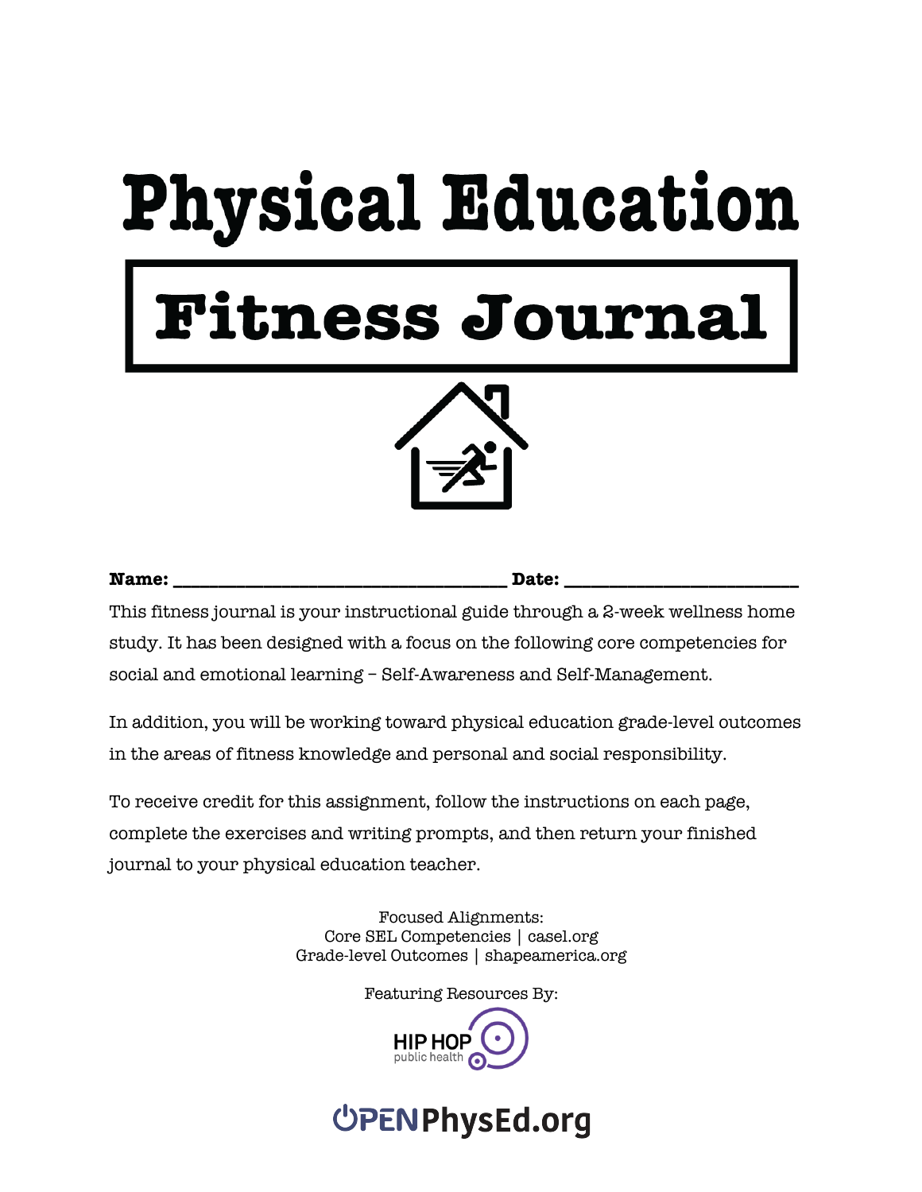# Physical Education

## Fitness Journal

**Name:** ______________________________ **Date:** ____________________

This fitness journal is your instructional guide through a 2-week wellness home study. It has been designed with a focus on the following core competencies for social and emotional learning – Self-Awareness and Self-Management.

In addition, you will be working toward physical education grade-level outcomes in the areas of fitness knowledge and personal and social responsibility.

To receive credit for this assignment, follow the instructions on each page, complete the exercises and writing prompts, and then return your finished journal to your physical education teacher.

Focused Alignments:
Core SEL Competencies | casel.org
Grade-level Outcomes | shapeamerica.org

Featuring Resources By:

HIP HOP public health

OPENPhysEd.org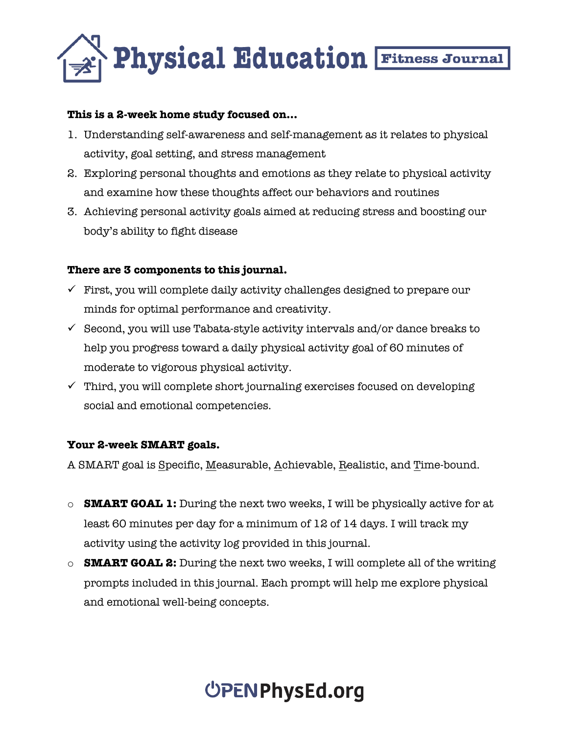# Physical Education Fitness Journal

**This is a 2-week home study focused on…**

1. Understanding self-awareness and self-management as it relates to physical activity, goal setting, and stress management
2. Exploring personal thoughts and emotions as they relate to physical activity and examine how these thoughts affect our behaviors and routines
3. Achieving personal activity goals aimed at reducing stress and boosting our body's ability to fight disease

**There are 3 components to this journal.**

- ✓ First, you will complete daily activity challenges designed to prepare our minds for optimal performance and creativity.
- ✓ Second, you will use Tabata-style activity intervals and/or dance breaks to help you progress toward a daily physical activity goal of 60 minutes of moderate to vigorous physical activity.
- ✓ Third, you will complete short journaling exercises focused on developing social and emotional competencies.

**Your 2-week SMART goals.**

A SMART goal is Specific, Measurable, Achievable, Realistic, and Time-bound.

- **SMART GOAL 1:** During the next two weeks, I will be physically active for at least 60 minutes per day for a minimum of 12 of 14 days. I will track my activity using the activity log provided in this journal.
- **SMART GOAL 2:** During the next two weeks, I will complete all of the writing prompts included in this journal. Each prompt will help me explore physical and emotional well-being concepts.

OPENPhysEd.org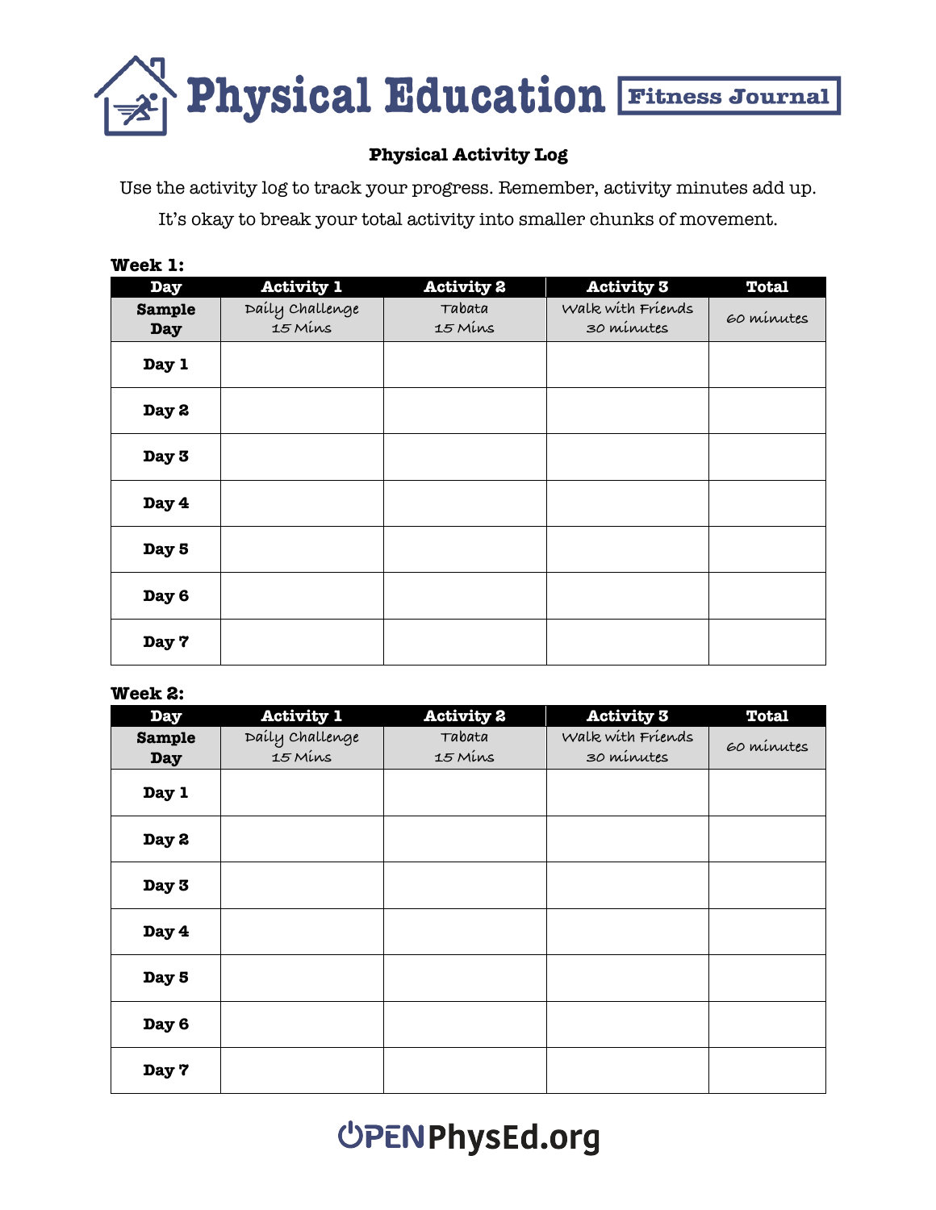# Physical Education Fitness Journal

## Physical Activity Log

Use the activity log to track your progress. Remember, activity minutes add up. It's okay to break your total activity into smaller chunks of movement.

**Week 1:**

| Day | Activity 1 | Activity 2 | Activity 3 | Total |
| --- | --- | --- | --- | --- |
| **Sample Day** | Daily Challenge 15 Mins | Tabata 15 Mins | Walk with Friends 30 minutes | 60 minutes |
| **Day 1** | | | | |
| **Day 2** | | | | |
| **Day 3** | | | | |
| **Day 4** | | | | |
| **Day 5** | | | | |
| **Day 6** | | | | |
| **Day 7** | | | | |

**Week 2:**

| Day | Activity 1 | Activity 2 | Activity 3 | Total |
| --- | --- | --- | --- | --- |
| **Sample Day** | Daily Challenge 15 Mins | Tabata 15 Mins | Walk with Friends 30 minutes | 60 minutes |
| **Day 1** | | | | |
| **Day 2** | | | | |
| **Day 3** | | | | |
| **Day 4** | | | | |
| **Day 5** | | | | |
| **Day 6** | | | | |
| **Day 7** | | | | |

OPENPhysEd.org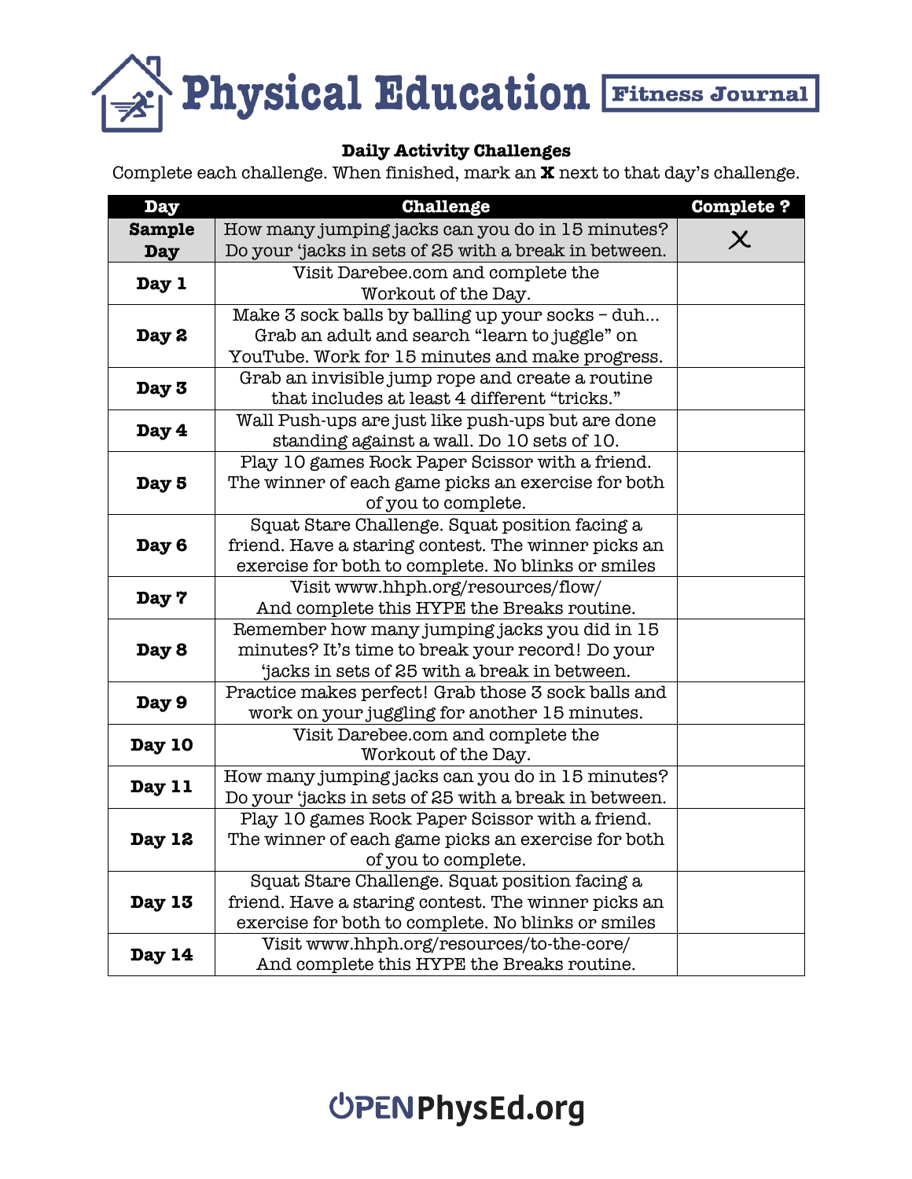# Physical Education Fitness Journal

### Daily Activity Challenges

Complete each challenge. When finished, mark an **X** next to that day's challenge.

| Day | Challenge | Complete ? |
|---|---|---|
| **Sample Day** | How many jumping jacks can you do in 15 minutes? Do your 'jacks in sets of 25 with a break in between. | X |
| **Day 1** | Visit Darebee.com and complete the Workout of the Day. | |
| **Day 2** | Make 3 sock balls by balling up your socks – duh... Grab an adult and search "learn to juggle" on YouTube. Work for 15 minutes and make progress. | |
| **Day 3** | Grab an invisible jump rope and create a routine that includes at least 4 different "tricks." | |
| **Day 4** | Wall Push-ups are just like push-ups but are done standing against a wall. Do 10 sets of 10. | |
| **Day 5** | Play 10 games Rock Paper Scissor with a friend. The winner of each game picks an exercise for both of you to complete. | |
| **Day 6** | Squat Stare Challenge. Squat position facing a friend. Have a staring contest. The winner picks an exercise for both to complete. No blinks or smiles | |
| **Day 7** | Visit www.hhph.org/resources/flow/ And complete this HYPE the Breaks routine. | |
| **Day 8** | Remember how many jumping jacks you did in 15 minutes? It's time to break your record! Do your 'jacks in sets of 25 with a break in between. | |
| **Day 9** | Practice makes perfect! Grab those 3 sock balls and work on your juggling for another 15 minutes. | |
| **Day 10** | Visit Darebee.com and complete the Workout of the Day. | |
| **Day 11** | How many jumping jacks can you do in 15 minutes? Do your 'jacks in sets of 25 with a break in between. | |
| **Day 12** | Play 10 games Rock Paper Scissor with a friend. The winner of each game picks an exercise for both of you to complete. | |
| **Day 13** | Squat Stare Challenge. Squat position facing a friend. Have a staring contest. The winner picks an exercise for both to complete. No blinks or smiles | |
| **Day 14** | Visit www.hhph.org/resources/to-the-core/ And complete this HYPE the Breaks routine. | |

OPENPhysEd.org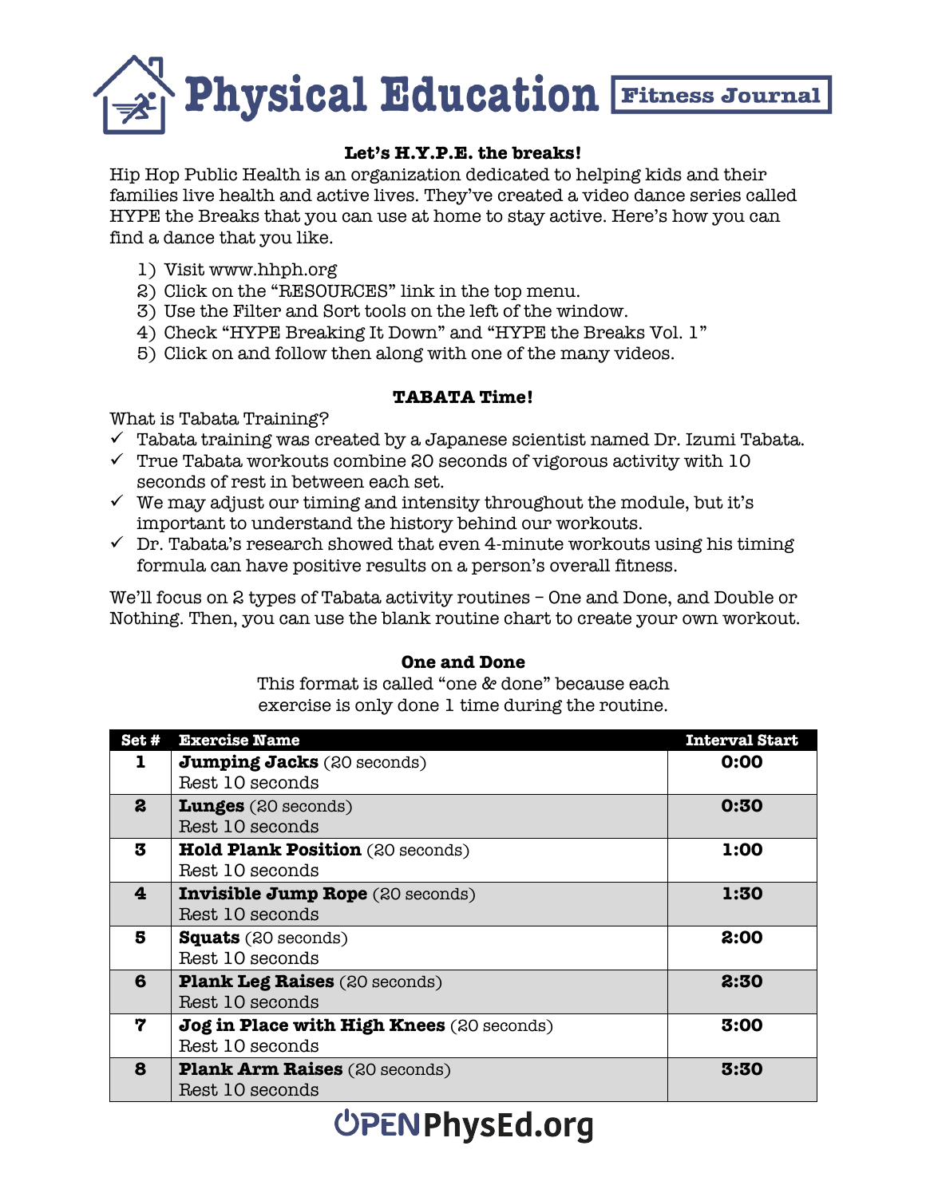# Physical Education Fitness Journal

### Let's H.Y.P.E. the breaks!

Hip Hop Public Health is an organization dedicated to helping kids and their families live health and active lives. They've created a video dance series called HYPE the Breaks that you can use at home to stay active. Here's how you can find a dance that you like.

1) Visit www.hhph.org
2) Click on the "RESOURCES" link in the top menu.
3) Use the Filter and Sort tools on the left of the window.
4) Check "HYPE Breaking It Down" and "HYPE the Breaks Vol. 1"
5) Click on and follow then along with one of the many videos.

### TABATA Time!

What is Tabata Training?

- ✓ Tabata training was created by a Japanese scientist named Dr. Izumi Tabata.
- ✓ True Tabata workouts combine 20 seconds of vigorous activity with 10 seconds of rest in between each set.
- ✓ We may adjust our timing and intensity throughout the module, but it's important to understand the history behind our workouts.
- ✓ Dr. Tabata's research showed that even 4-minute workouts using his timing formula can have positive results on a person's overall fitness.

We'll focus on 2 types of Tabata activity routines – One and Done, and Double or Nothing. Then, you can use the blank routine chart to create your own workout.

### One and Done

This format is called "one & done" because each exercise is only done 1 time during the routine.

| Set # | Exercise Name | Interval Start |
|---|---|---|
| 1 | **Jumping Jacks** (20 seconds)<br>Rest 10 seconds | 0:00 |
| 2 | **Lunges** (20 seconds)<br>Rest 10 seconds | 0:30 |
| 3 | **Hold Plank Position** (20 seconds)<br>Rest 10 seconds | 1:00 |
| 4 | **Invisible Jump Rope** (20 seconds)<br>Rest 10 seconds | 1:30 |
| 5 | **Squats** (20 seconds)<br>Rest 10 seconds | 2:00 |
| 6 | **Plank Leg Raises** (20 seconds)<br>Rest 10 seconds | 2:30 |
| 7 | **Jog in Place with High Knees** (20 seconds)<br>Rest 10 seconds | 3:00 |
| 8 | **Plank Arm Raises** (20 seconds)<br>Rest 10 seconds | 3:30 |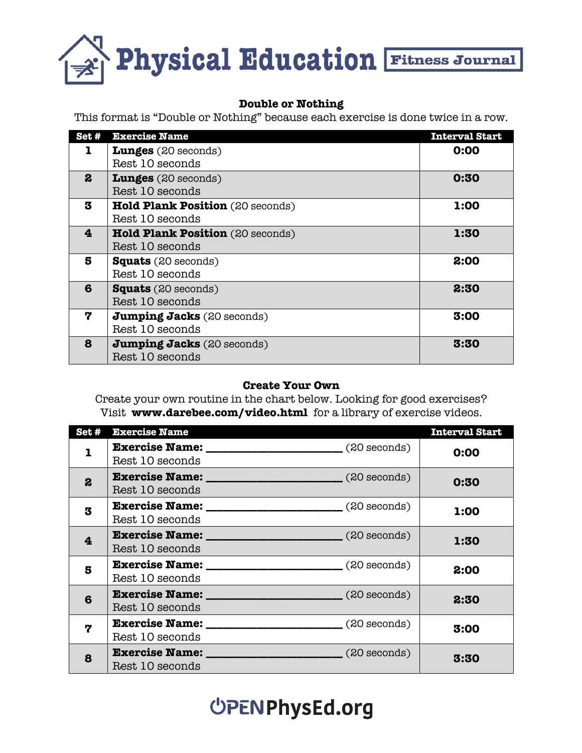# Physical Education Fitness Journal

### Double or Nothing

This format is "Double or Nothing" because each exercise is done twice in a row.

| Set # | Exercise Name | Interval Start |
|---|---|---|
| **1** | **Lunges** (20 seconds)<br>Rest 10 seconds | **0:00** |
| **2** | **Lunges** (20 seconds)<br>Rest 10 seconds | **0:30** |
| **3** | **Hold Plank Position** (20 seconds)<br>Rest 10 seconds | **1:00** |
| **4** | **Hold Plank Position** (20 seconds)<br>Rest 10 seconds | **1:30** |
| **5** | **Squats** (20 seconds)<br>Rest 10 seconds | **2:00** |
| **6** | **Squats** (20 seconds)<br>Rest 10 seconds | **2:30** |
| **7** | **Jumping Jacks** (20 seconds)<br>Rest 10 seconds | **3:00** |
| **8** | **Jumping Jacks** (20 seconds)<br>Rest 10 seconds | **3:30** |

### Create Your Own

Create your own routine in the chart below. Looking for good exercises? Visit **www.darebee.com/video.html** for a library of exercise videos.

| Set # | Exercise Name | Interval Start |
|---|---|---|
| **1** | **Exercise Name:** ____________________ (20 seconds)<br>Rest 10 seconds | **0:00** |
| **2** | **Exercise Name:** ____________________ (20 seconds)<br>Rest 10 seconds | **0:30** |
| **3** | **Exercise Name:** ____________________ (20 seconds)<br>Rest 10 seconds | **1:00** |
| **4** | **Exercise Name:** ____________________ (20 seconds)<br>Rest 10 seconds | **1:30** |
| **5** | **Exercise Name:** ____________________ (20 seconds)<br>Rest 10 seconds | **2:00** |
| **6** | **Exercise Name:** ____________________ (20 seconds)<br>Rest 10 seconds | **2:30** |
| **7** | **Exercise Name:** ____________________ (20 seconds)<br>Rest 10 seconds | **3:00** |
| **8** | **Exercise Name:** ____________________ (20 seconds)<br>Rest 10 seconds | **3:30** |

OPENPhysEd.org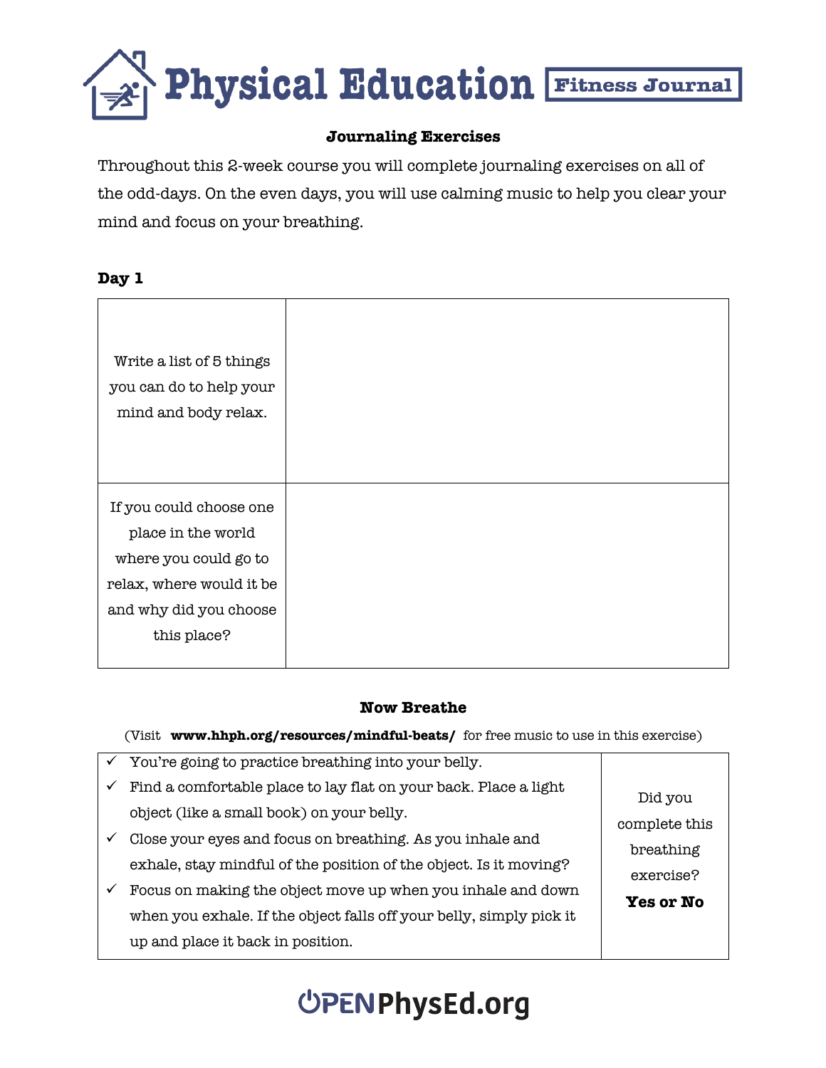# Physical Education Fitness Journal

### Journaling Exercises

Throughout this 2-week course you will complete journaling exercises on all of the odd-days. On the even days, you will use calming music to help you clear your mind and focus on your breathing.

**Day 1**

| | |
|---|---|
| Write a list of 5 things you can do to help your mind and body relax. | |
| If you could choose one place in the world where you could go to relax, where would it be and why did you choose this place? | |

### Now Breathe

(Visit **www.hhph.org/resources/mindful-beats/** for free music to use in this exercise)

| | |
|---|---|
| ✓ You're going to practice breathing into your belly.<br>✓ Find a comfortable place to lay flat on your back. Place a light object (like a small book) on your belly.<br>✓ Close your eyes and focus on breathing. As you inhale and exhale, stay mindful of the position of the object. Is it moving?<br>✓ Focus on making the object move up when you inhale and down when you exhale. If the object falls off your belly, simply pick it up and place it back in position. | Did you complete this breathing exercise? **Yes or No** |

OPENPhysEd.org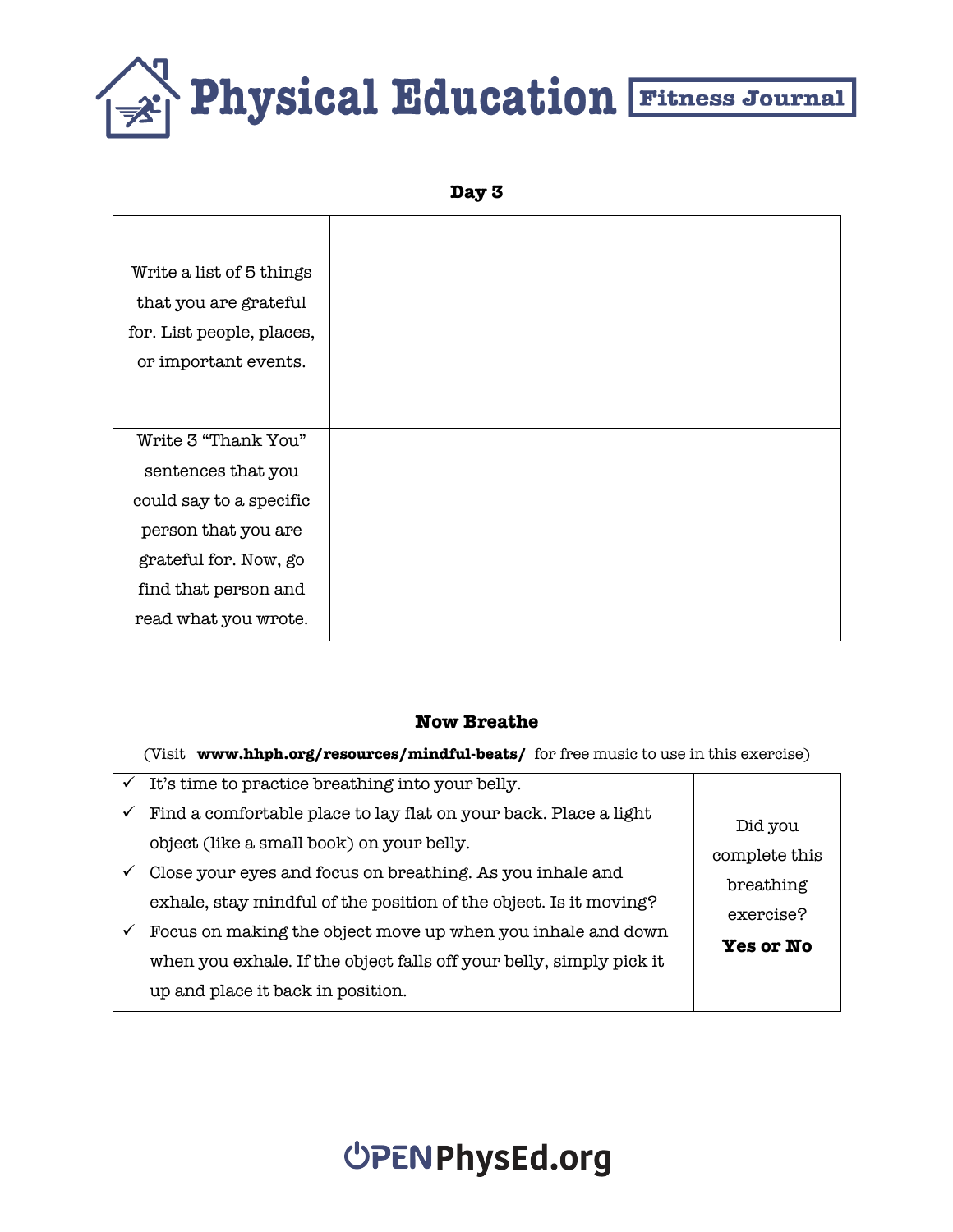# Physical Education Fitness Journal

## Day 3

| | |
|---|---|
| Write a list of 5 things that you are grateful for. List people, places, or important events. | |
| Write 3 "Thank You" sentences that you could say to a specific person that you are grateful for. Now, go find that person and read what you wrote. | |

## Now Breathe

(Visit **www.hhph.org/resources/mindful-beats/** for free music to use in this exercise)

| | |
|---|---|
| ✓ It's time to practice breathing into your belly.<br>✓ Find a comfortable place to lay flat on your back. Place a light object (like a small book) on your belly.<br>✓ Close your eyes and focus on breathing. As you inhale and exhale, stay mindful of the position of the object. Is it moving?<br>✓ Focus on making the object move up when you inhale and down when you exhale. If the object falls off your belly, simply pick it up and place it back in position. | Did you complete this breathing exercise? **Yes or No** |

OPENPhysEd.org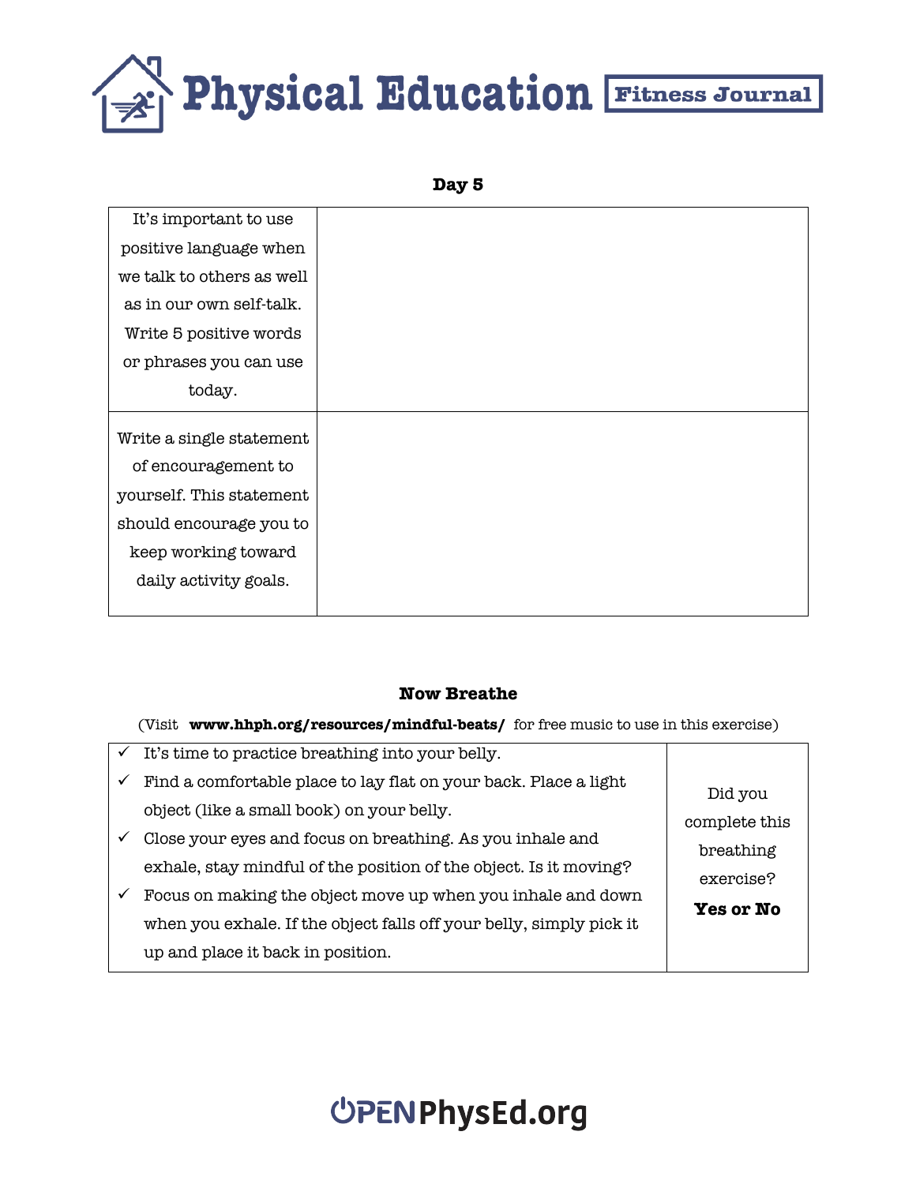# Physical Education Fitness Journal

## Day 5

| | |
|---|---|
| It's important to use positive language when we talk to others as well as in our own self-talk. Write 5 positive words or phrases you can use today. | |
| Write a single statement of encouragement to yourself. This statement should encourage you to keep working toward daily activity goals. | |

## Now Breathe

(Visit **www.hhph.org/resources/mindful-beats/** for free music to use in this exercise)

| | |
|---|---|
| ✓ It's time to practice breathing into your belly.<br>✓ Find a comfortable place to lay flat on your back. Place a light object (like a small book) on your belly.<br>✓ Close your eyes and focus on breathing. As you inhale and exhale, stay mindful of the position of the object. Is it moving?<br>✓ Focus on making the object move up when you inhale and down when you exhale. If the object falls off your belly, simply pick it up and place it back in position. | Did you complete this breathing exercise? **Yes or No** |

OPENPhysEd.org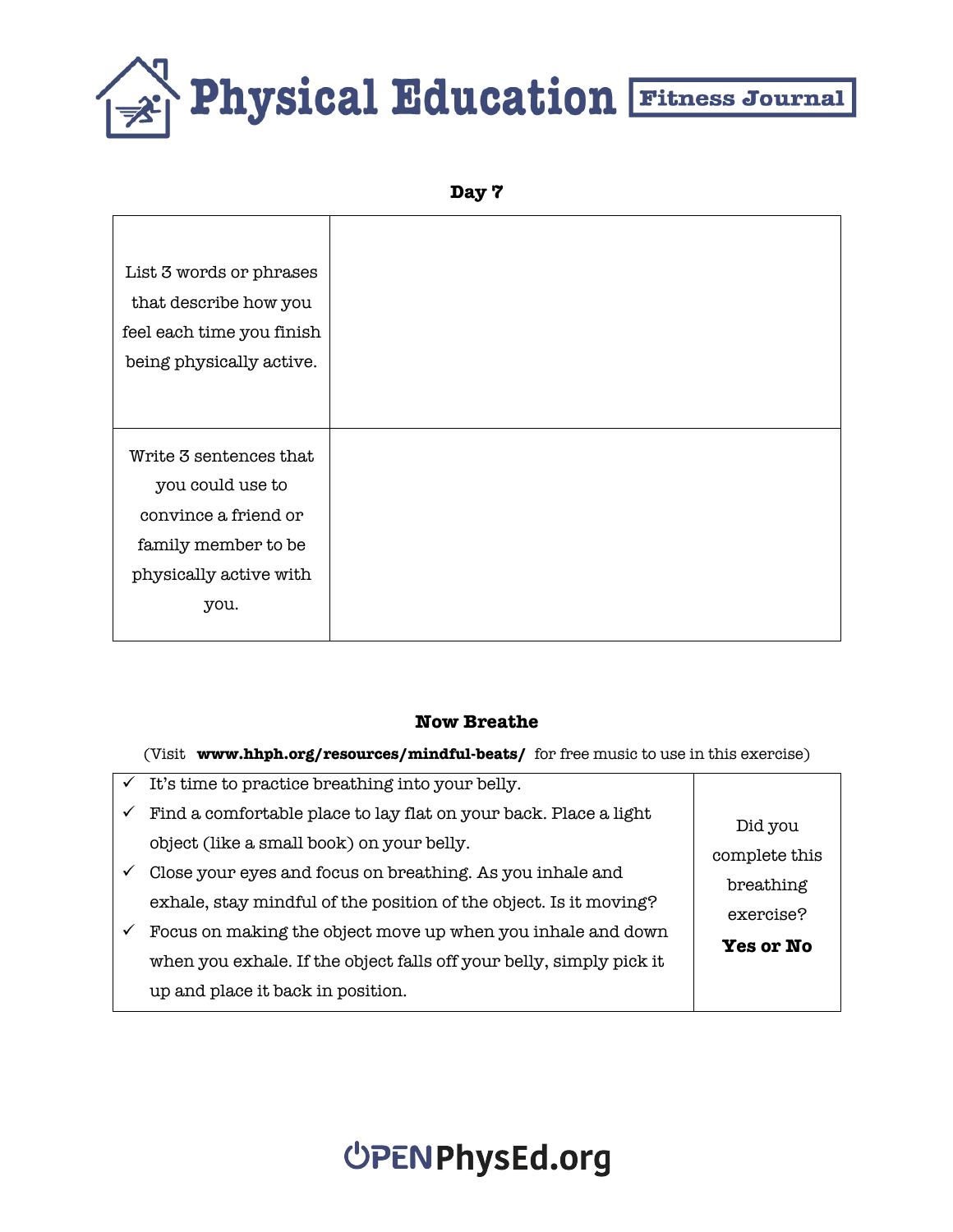# Physical Education Fitness Journal

## Day 7

| | |
|---|---|
| List 3 words or phrases that describe how you feel each time you finish being physically active. | |
| Write 3 sentences that you could use to convince a friend or family member to be physically active with you. | |

## Now Breathe

(Visit **www.hhph.org/resources/mindful-beats/** for free music to use in this exercise)

| | |
|---|---|
| ✓ It's time to practice breathing into your belly.<br>✓ Find a comfortable place to lay flat on your back. Place a light object (like a small book) on your belly.<br>✓ Close your eyes and focus on breathing. As you inhale and exhale, stay mindful of the position of the object. Is it moving?<br>✓ Focus on making the object move up when you inhale and down when you exhale. If the object falls off your belly, simply pick it up and place it back in position. | Did you complete this breathing exercise? **Yes or No** |

OPENPhysEd.org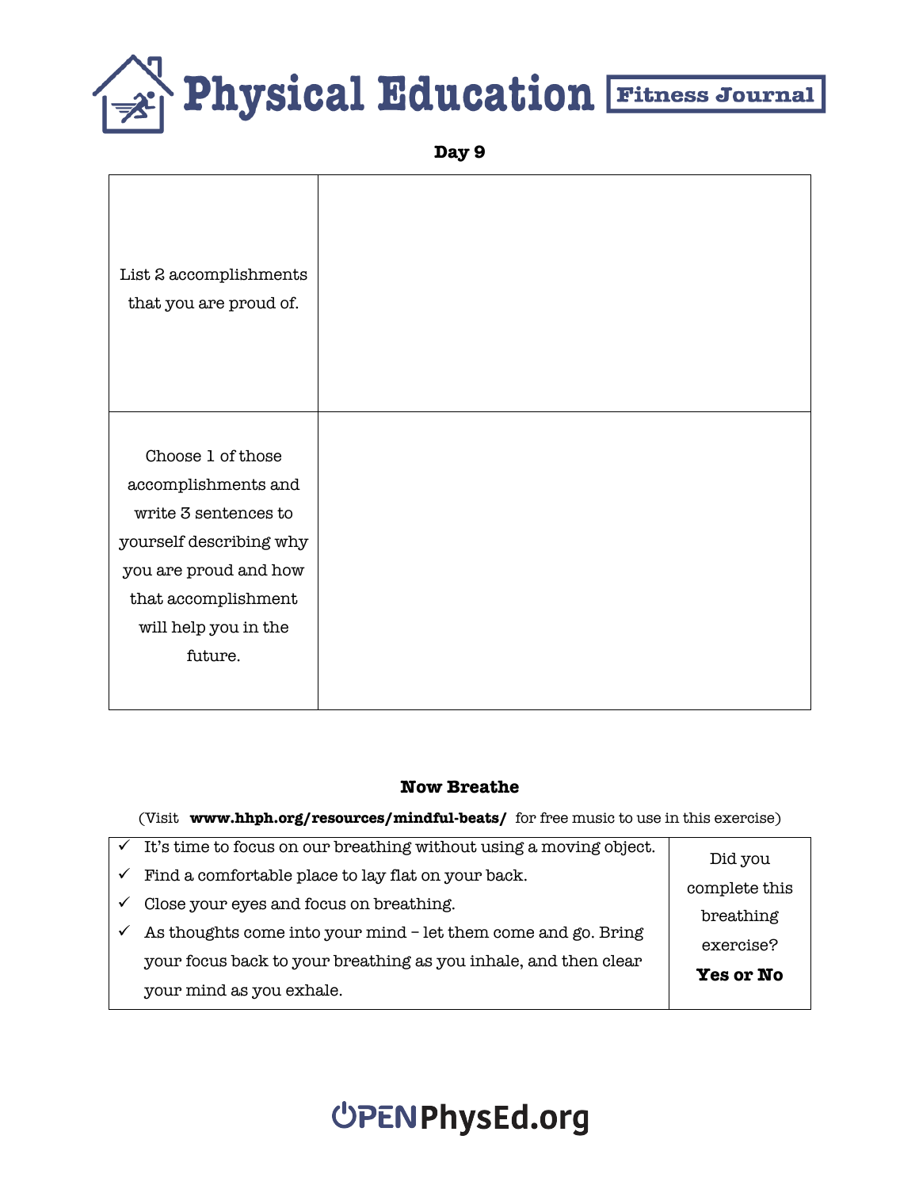# Physical Education Fitness Journal

**Day 9**

| | |
|---|---|
| List 2 accomplishments that you are proud of. | |
| Choose 1 of those accomplishments and write 3 sentences to yourself describing why you are proud and how that accomplishment will help you in the future. | |

**Now Breathe**

(Visit **www.hhph.org/resources/mindful-beats/** for free music to use in this exercise)

| | |
|---|---|
| ✓ It's time to focus on our breathing without using a moving object.<br>✓ Find a comfortable place to lay flat on your back.<br>✓ Close your eyes and focus on breathing.<br>✓ As thoughts come into your mind – let them come and go. Bring your focus back to your breathing as you inhale, and then clear your mind as you exhale. | Did you complete this breathing exercise? **Yes or No** |

OPENPhysEd.org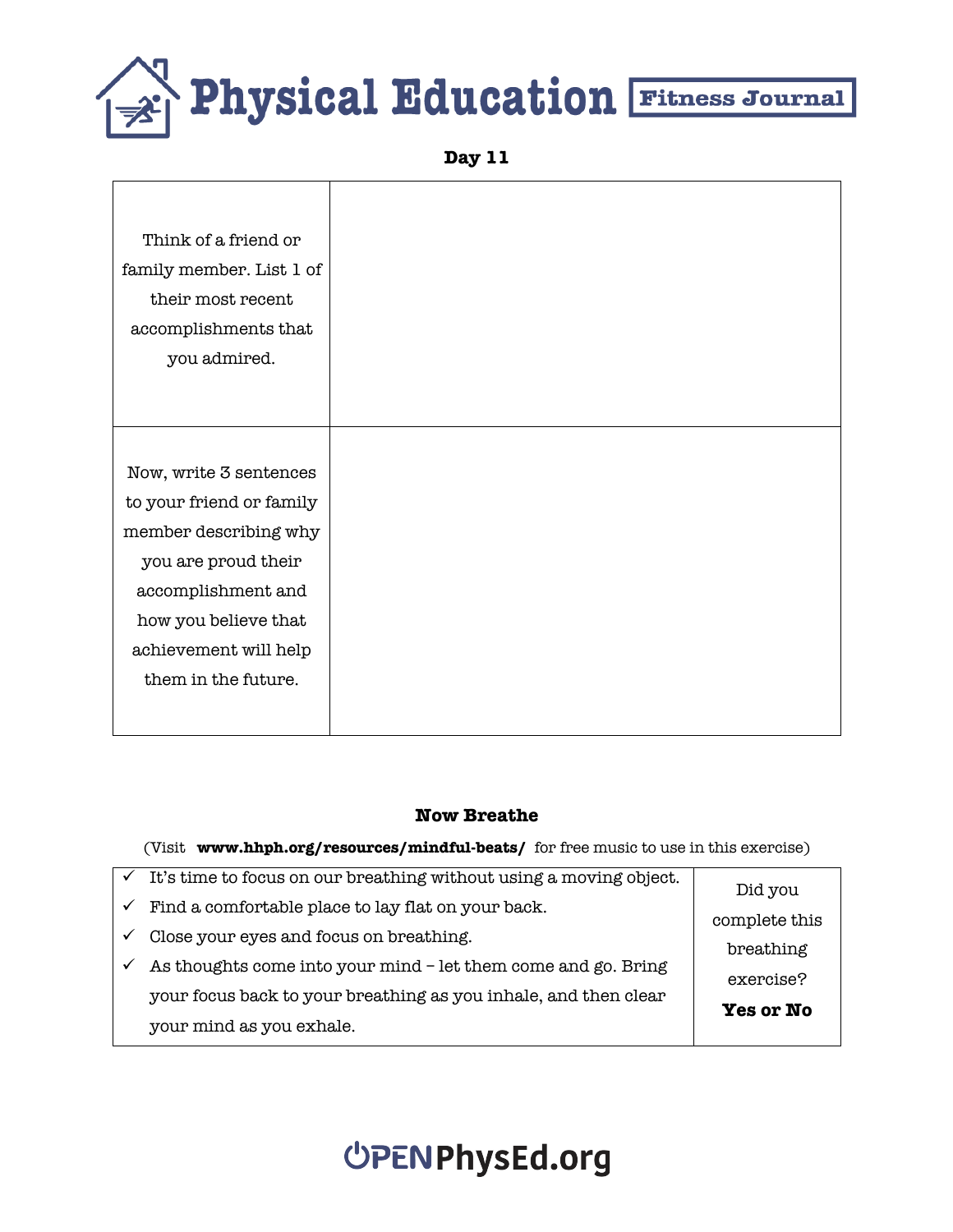# Physical Education Fitness Journal

**Day 11**

| | |
|---|---|
| Think of a friend or family member. List 1 of their most recent accomplishments that you admired. | |
| Now, write 3 sentences to your friend or family member describing why you are proud their accomplishment and how you believe that achievement will help them in the future. | |

**Now Breathe**

(Visit **www.hhph.org/resources/mindful-beats/** for free music to use in this exercise)

| | |
|---|---|
| ✓ It's time to focus on our breathing without using a moving object.<br>✓ Find a comfortable place to lay flat on your back.<br>✓ Close your eyes and focus on breathing.<br>✓ As thoughts come into your mind – let them come and go. Bring your focus back to your breathing as you inhale, and then clear your mind as you exhale. | Did you complete this breathing exercise? **Yes or No** |

OPENPhysEd.org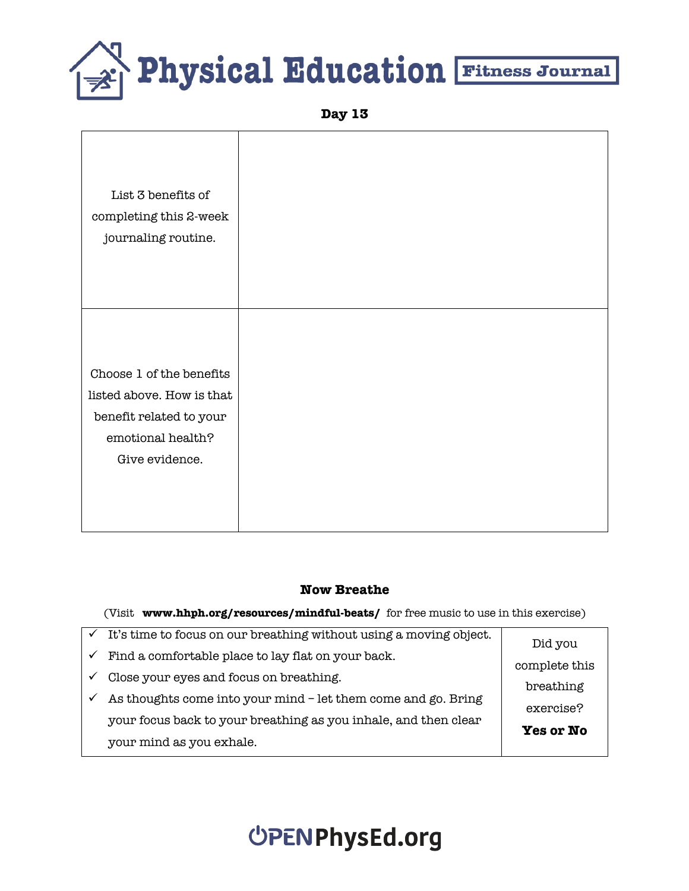# Physical Education Fitness Journal

**Day 13**

| | |
|---|---|
| List 3 benefits of completing this 2-week journaling routine. | |
| Choose 1 of the benefits listed above. How is that benefit related to your emotional health? Give evidence. | |

**Now Breathe**

(Visit **www.hhph.org/resources/mindful-beats/** for free music to use in this exercise)

| | |
|---|---|
| ✓ It's time to focus on our breathing without using a moving object.<br>✓ Find a comfortable place to lay flat on your back.<br>✓ Close your eyes and focus on breathing.<br>✓ As thoughts come into your mind – let them come and go. Bring your focus back to your breathing as you inhale, and then clear your mind as you exhale. | Did you complete this breathing exercise? **Yes or No** |

OPENPhysEd.org